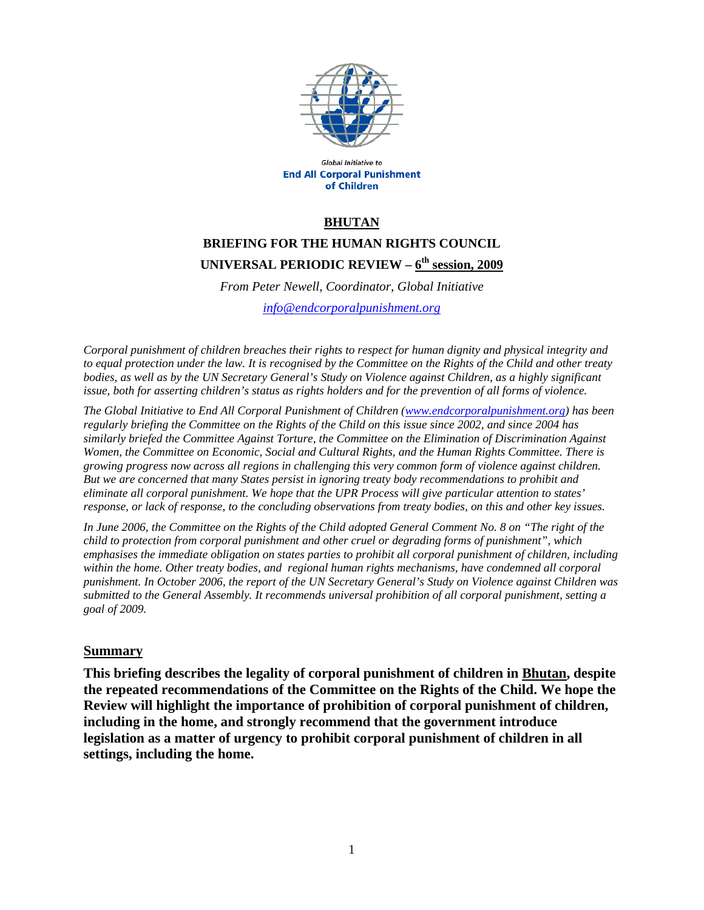Global Initiative to
**End All Corporal Punishment of Children**

# BHUTAN

## BRIEFING FOR THE HUMAN RIGHTS COUNCIL

## UNIVERSAL PERIODIC REVIEW – 6th session, 2009

*From Peter Newell, Coordinator, Global Initiative*

*info@endcorporalpunishment.org*

*Corporal punishment of children breaches their rights to respect for human dignity and physical integrity and to equal protection under the law. It is recognised by the Committee on the Rights of the Child and other treaty bodies, as well as by the UN Secretary General's Study on Violence against Children, as a highly significant issue, both for asserting children's status as rights holders and for the prevention of all forms of violence.*

*The Global Initiative to End All Corporal Punishment of Children (www.endcorporalpunishment.org) has been regularly briefing the Committee on the Rights of the Child on this issue since 2002, and since 2004 has similarly briefed the Committee Against Torture, the Committee on the Elimination of Discrimination Against Women, the Committee on Economic, Social and Cultural Rights, and the Human Rights Committee. There is growing progress now across all regions in challenging this very common form of violence against children. But we are concerned that many States persist in ignoring treaty body recommendations to prohibit and eliminate all corporal punishment. We hope that the UPR Process will give particular attention to states' response, or lack of response, to the concluding observations from treaty bodies, on this and other key issues.*

*In June 2006, the Committee on the Rights of the Child adopted General Comment No. 8 on "The right of the child to protection from corporal punishment and other cruel or degrading forms of punishment", which emphasises the immediate obligation on states parties to prohibit all corporal punishment of children, including within the home. Other treaty bodies, and regional human rights mechanisms, have condemned all corporal punishment. In October 2006, the report of the UN Secretary General's Study on Violence against Children was submitted to the General Assembly. It recommends universal prohibition of all corporal punishment, setting a goal of 2009.*

### Summary

**This briefing describes the legality of corporal punishment of children in Bhutan, despite the repeated recommendations of the Committee on the Rights of the Child. We hope the Review will highlight the importance of prohibition of corporal punishment of children, including in the home, and strongly recommend that the government introduce legislation as a matter of urgency to prohibit corporal punishment of children in all settings, including the home.**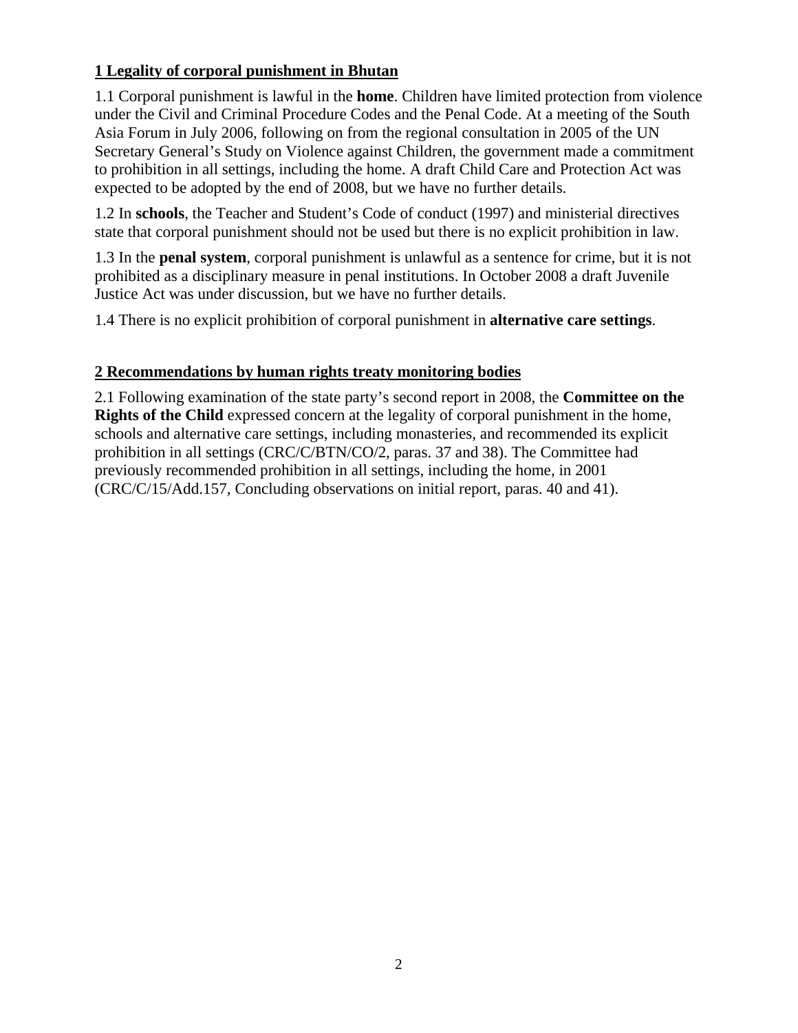## 1 Legality of corporal punishment in Bhutan

1.1 Corporal punishment is lawful in the **home**. Children have limited protection from violence under the Civil and Criminal Procedure Codes and the Penal Code. At a meeting of the South Asia Forum in July 2006, following on from the regional consultation in 2005 of the UN Secretary General's Study on Violence against Children, the government made a commitment to prohibition in all settings, including the home. A draft Child Care and Protection Act was expected to be adopted by the end of 2008, but we have no further details.

1.2 In **schools**, the Teacher and Student's Code of conduct (1997) and ministerial directives state that corporal punishment should not be used but there is no explicit prohibition in law.

1.3 In the **penal system**, corporal punishment is unlawful as a sentence for crime, but it is not prohibited as a disciplinary measure in penal institutions. In October 2008 a draft Juvenile Justice Act was under discussion, but we have no further details.

1.4 There is no explicit prohibition of corporal punishment in **alternative care settings**.

## 2 Recommendations by human rights treaty monitoring bodies

2.1 Following examination of the state party's second report in 2008, the **Committee on the Rights of the Child** expressed concern at the legality of corporal punishment in the home, schools and alternative care settings, including monasteries, and recommended its explicit prohibition in all settings (CRC/C/BTN/CO/2, paras. 37 and 38). The Committee had previously recommended prohibition in all settings, including the home, in 2001 (CRC/C/15/Add.157, Concluding observations on initial report, paras. 40 and 41).